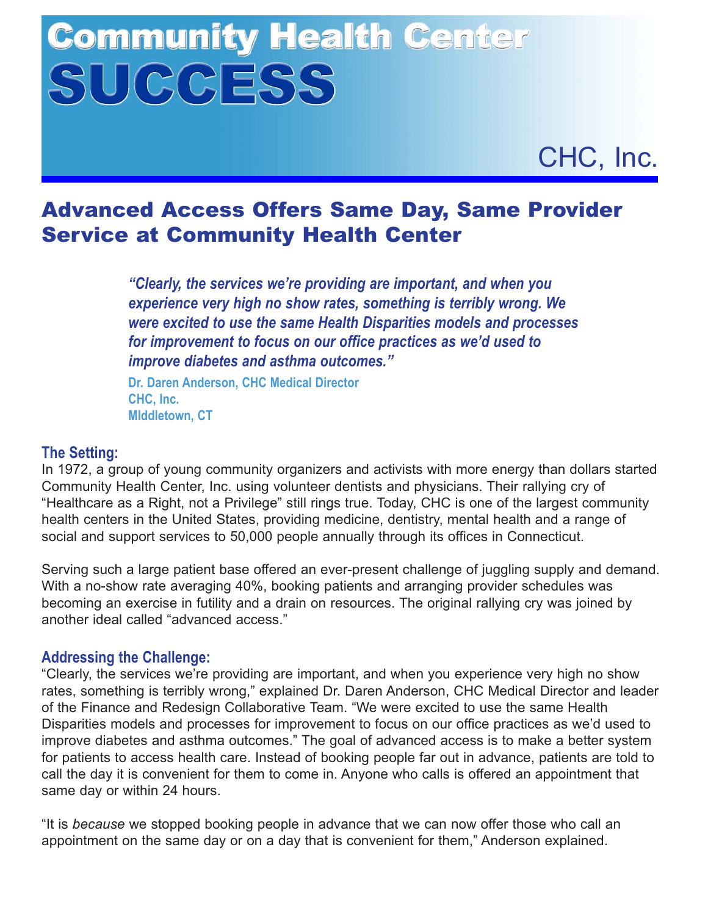# Community Health Center SUCCESS

CHC, Inc.

## Advanced Access Offers Same Day, Same Provider Service at Community Health Center

> ***"Clearly, the services we're providing are important, and when you experience very high no show rates, something is terribly wrong. We were excited to use the same Health Disparities models and processes for improvement to focus on our office practices as we'd used to improve diabetes and asthma outcomes."***
>
> **Dr. Daren Anderson, CHC Medical Director**
> **CHC, Inc.**
> **MIddletown, CT**

### The Setting:

In 1972, a group of young community organizers and activists with more energy than dollars started Community Health Center, Inc. using volunteer dentists and physicians. Their rallying cry of "Healthcare as a Right, not a Privilege" still rings true. Today, CHC is one of the largest community health centers in the United States, providing medicine, dentistry, mental health and a range of social and support services to 50,000 people annually through its offices in Connecticut.

Serving such a large patient base offered an ever-present challenge of juggling supply and demand. With a no-show rate averaging 40%, booking patients and arranging provider schedules was becoming an exercise in futility and a drain on resources. The original rallying cry was joined by another ideal called "advanced access."

### Addressing the Challenge:

"Clearly, the services we're providing are important, and when you experience very high no show rates, something is terribly wrong," explained Dr. Daren Anderson, CHC Medical Director and leader of the Finance and Redesign Collaborative Team. "We were excited to use the same Health Disparities models and processes for improvement to focus on our office practices as we'd used to improve diabetes and asthma outcomes." The goal of advanced access is to make a better system for patients to access health care. Instead of booking people far out in advance, patients are told to call the day it is convenient for them to come in. Anyone who calls is offered an appointment that same day or within 24 hours.

"It is *because* we stopped booking people in advance that we can now offer those who call an appointment on the same day or on a day that is convenient for them," Anderson explained.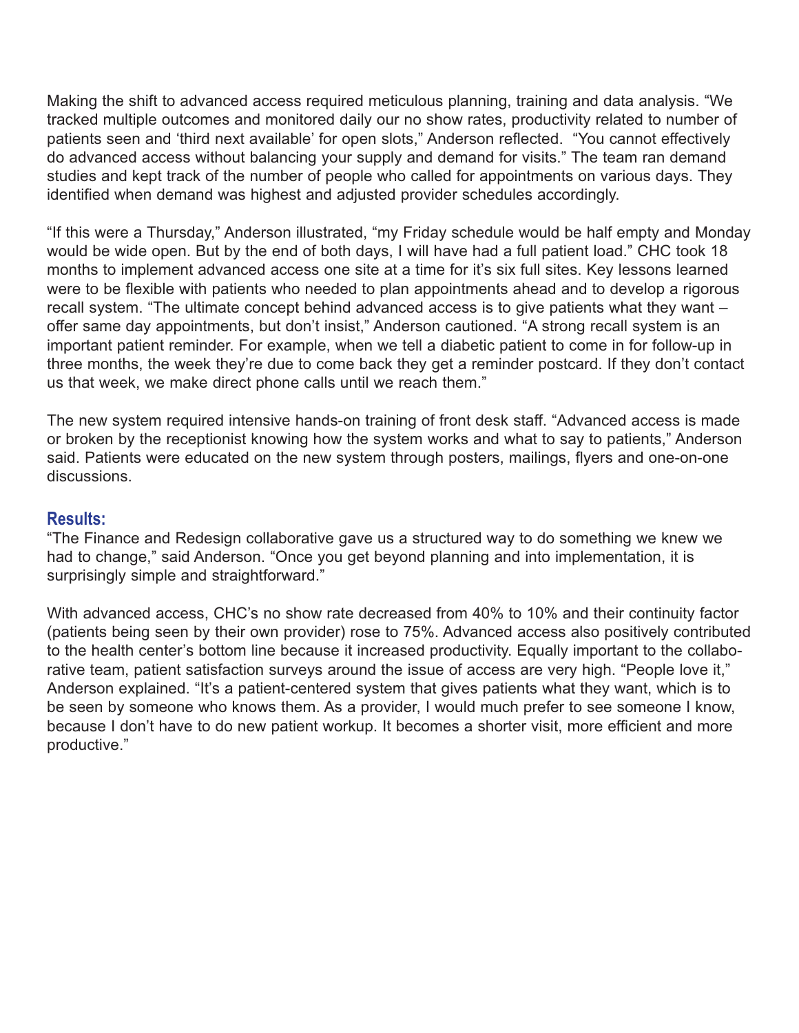Making the shift to advanced access required meticulous planning, training and data analysis. “We tracked multiple outcomes and monitored daily our no show rates, productivity related to number of patients seen and ‘third next available’ for open slots,” Anderson reflected. “You cannot effectively do advanced access without balancing your supply and demand for visits.” The team ran demand studies and kept track of the number of people who called for appointments on various days. They identified when demand was highest and adjusted provider schedules accordingly.

“If this were a Thursday,” Anderson illustrated, “my Friday schedule would be half empty and Monday would be wide open. But by the end of both days, I will have had a full patient load.” CHC took 18 months to implement advanced access one site at a time for it’s six full sites. Key lessons learned were to be flexible with patients who needed to plan appointments ahead and to develop a rigorous recall system. “The ultimate concept behind advanced access is to give patients what they want – offer same day appointments, but don’t insist,” Anderson cautioned. “A strong recall system is an important patient reminder. For example, when we tell a diabetic patient to come in for follow-up in three months, the week they’re due to come back they get a reminder postcard. If they don’t contact us that week, we make direct phone calls until we reach them.”

The new system required intensive hands-on training of front desk staff. “Advanced access is made or broken by the receptionist knowing how the system works and what to say to patients,” Anderson said. Patients were educated on the new system through posters, mailings, flyers and one-on-one discussions.

## Results:

“The Finance and Redesign collaborative gave us a structured way to do something we knew we had to change,” said Anderson. “Once you get beyond planning and into implementation, it is surprisingly simple and straightforward.”

With advanced access, CHC’s no show rate decreased from 40% to 10% and their continuity factor (patients being seen by their own provider) rose to 75%. Advanced access also positively contributed to the health center’s bottom line because it increased productivity. Equally important to the collaborative team, patient satisfaction surveys around the issue of access are very high. “People love it,” Anderson explained. “It’s a patient-centered system that gives patients what they want, which is to be seen by someone who knows them. As a provider, I would much prefer to see someone I know, because I don’t have to do new patient workup. It becomes a shorter visit, more efficient and more productive.”